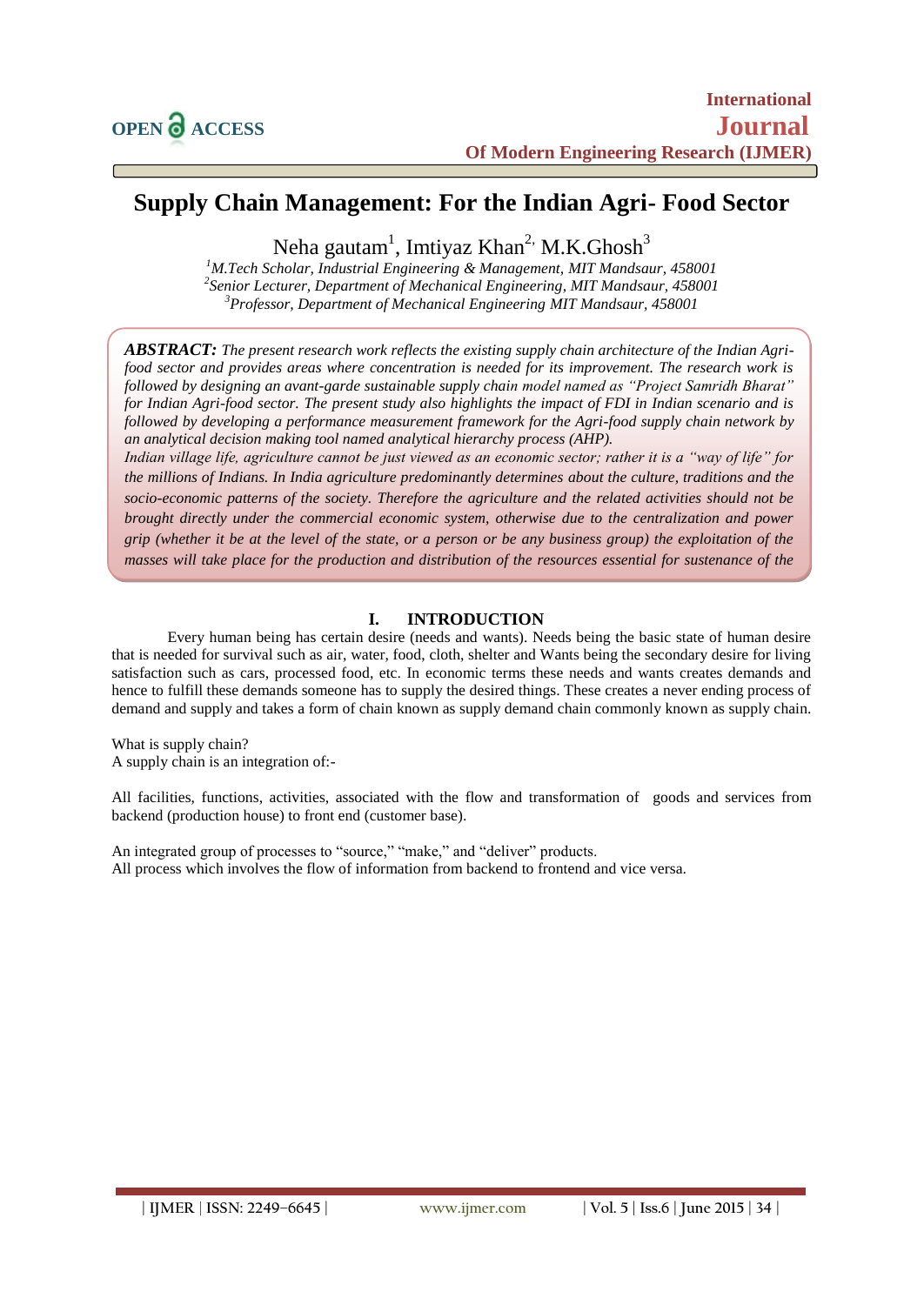# Supply Chain Management: For the Indian Agri- Food Sector

Neha gautam[1], Imtiyaz Khan[2], M.K.Ghosh[3]

[1]*M.Tech Scholar, Industrial Engineering & Management, MIT Mandsaur, 458001*
[2]*Senior Lecturer, Department of Mechanical Engineering, MIT Mandsaur, 458001*
[3]*Professor, Department of Mechanical Engineering MIT Mandsaur, 458001*

***ABSTRACT:*** *The present research work reflects the existing supply chain architecture of the Indian Agri-food sector and provides areas where concentration is needed for its improvement. The research work is followed by designing an avant-garde sustainable supply chain model named as "Project Samridh Bharat" for Indian Agri-food sector. The present study also highlights the impact of FDI in Indian scenario and is followed by developing a performance measurement framework for the Agri-food supply chain network by an analytical decision making tool named analytical hierarchy process (AHP).*

*Indian village life, agriculture cannot be just viewed as an economic sector; rather it is a "way of life" for the millions of Indians. In India agriculture predominantly determines about the culture, traditions and the socio-economic patterns of the society. Therefore the agriculture and the related activities should not be brought directly under the commercial economic system, otherwise due to the centralization and power grip (whether it be at the level of the state, or a person or be any business group) the exploitation of the masses will take place for the production and distribution of the resources essential for sustenance of the*

## I. INTRODUCTION

Every human being has certain desire (needs and wants). Needs being the basic state of human desire that is needed for survival such as air, water, food, cloth, shelter and Wants being the secondary desire for living satisfaction such as cars, processed food, etc. In economic terms these needs and wants creates demands and hence to fulfill these demands someone has to supply the desired things. These creates a never ending process of demand and supply and takes a form of chain known as supply demand chain commonly known as supply chain.

What is supply chain?
A supply chain is an integration of:-

All facilities, functions, activities, associated with the flow and transformation of goods and services from backend (production house) to front end (customer base).

An integrated group of processes to "source," "make," and "deliver" products.
All process which involves the flow of information from backend to frontend and vice versa.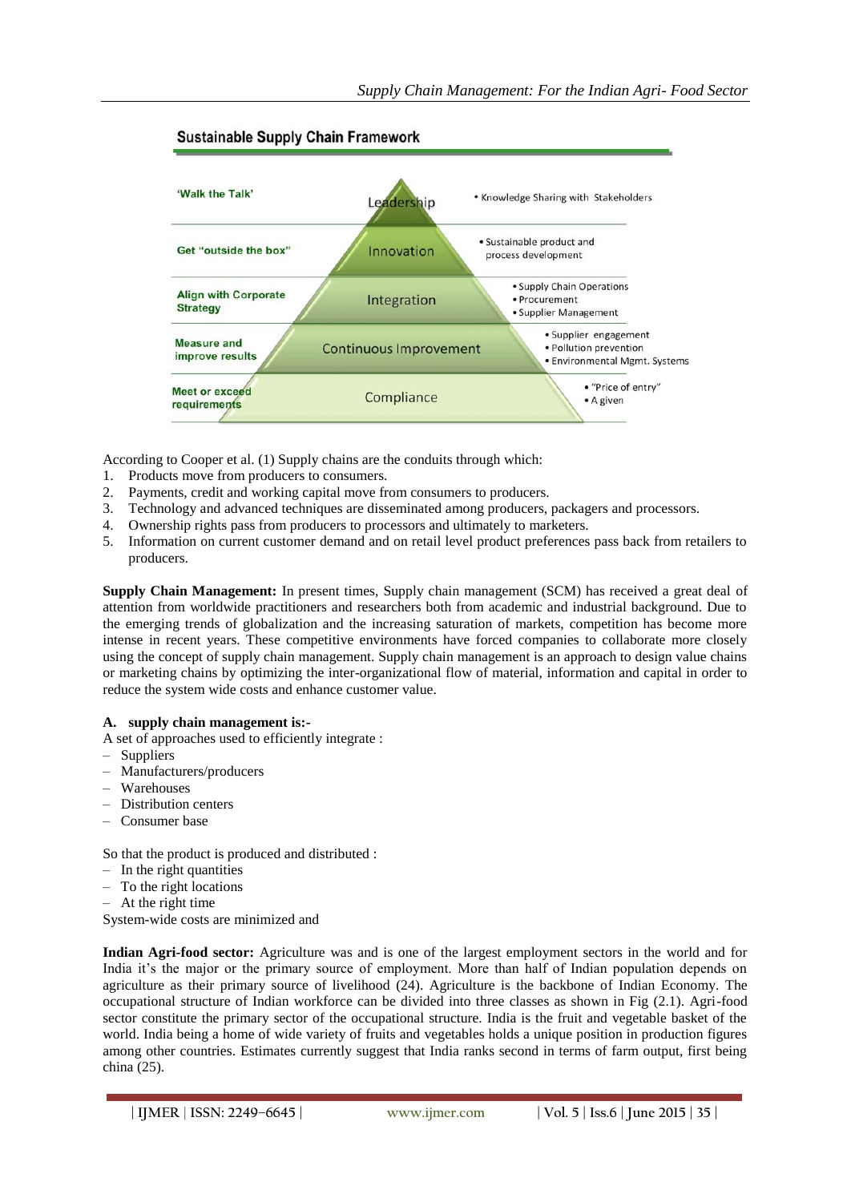**Sustainable Supply Chain Framework**

| | | |
|---|---|---|
| 'Walk the Talk' | Leadership | • Knowledge Sharing with Stakeholders |
| Get "outside the box" | Innovation | • Sustainable product and process development |
| Align with Corporate Strategy | Integration | • Supply Chain Operations<br>• Procurement<br>• Supplier Management |
| Measure and improve results | Continuous Improvement | • Supplier engagement<br>• Pollution prevention<br>• Environmental Mgmt. Systems |
| Meet or exceed requirements | Compliance | • "Price of entry"<br>• A given |

According to Cooper et al. (1) Supply chains are the conduits through which:

1. Products move from producers to consumers.
2. Payments, credit and working capital move from consumers to producers.
3. Technology and advanced techniques are disseminated among producers, packagers and processors.
4. Ownership rights pass from producers to processors and ultimately to marketers.
5. Information on current customer demand and on retail level product preferences pass back from retailers to producers.

**Supply Chain Management:** In present times, Supply chain management (SCM) has received a great deal of attention from worldwide practitioners and researchers both from academic and industrial background. Due to the emerging trends of globalization and the increasing saturation of markets, competition has become more intense in recent years. These competitive environments have forced companies to collaborate more closely using the concept of supply chain management. Supply chain management is an approach to design value chains or marketing chains by optimizing the inter-organizational flow of material, information and capital in order to reduce the system wide costs and enhance customer value.

**A. supply chain management is:-**

A set of approaches used to efficiently integrate :

- Suppliers
- Manufacturers/producers
- Warehouses
- Distribution centers
- Consumer base

So that the product is produced and distributed :

- In the right quantities
- To the right locations
- At the right time

System-wide costs are minimized and

**Indian Agri-food sector:** Agriculture was and is one of the largest employment sectors in the world and for India it's the major or the primary source of employment. More than half of Indian population depends on agriculture as their primary source of livelihood (24). Agriculture is the backbone of Indian Economy. The occupational structure of Indian workforce can be divided into three classes as shown in Fig (2.1). Agri-food sector constitute the primary sector of the occupational structure. India is the fruit and vegetable basket of the world. India being a home of wide variety of fruits and vegetables holds a unique position in production figures among other countries. Estimates currently suggest that India ranks second in terms of farm output, first being china (25).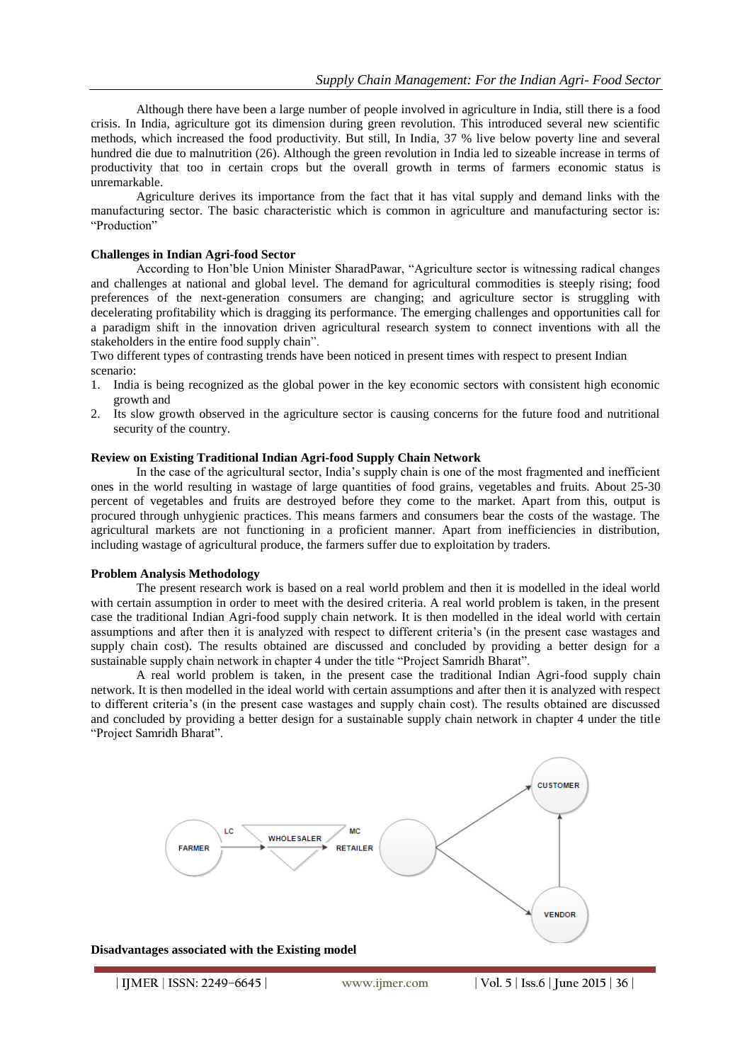Although there have been a large number of people involved in agriculture in India, still there is a food crisis. In India, agriculture got its dimension during green revolution. This introduced several new scientific methods, which increased the food productivity. But still, In India, 37 % live below poverty line and several hundred die due to malnutrition (26). Although the green revolution in India led to sizeable increase in terms of productivity that too in certain crops but the overall growth in terms of farmers economic status is unremarkable.

Agriculture derives its importance from the fact that it has vital supply and demand links with the manufacturing sector. The basic characteristic which is common in agriculture and manufacturing sector is: "Production"

**Challenges in Indian Agri-food Sector**

According to Hon'ble Union Minister SharadPawar, "Agriculture sector is witnessing radical changes and challenges at national and global level. The demand for agricultural commodities is steeply rising; food preferences of the next-generation consumers are changing; and agriculture sector is struggling with decelerating profitability which is dragging its performance. The emerging challenges and opportunities call for a paradigm shift in the innovation driven agricultural research system to connect inventions with all the stakeholders in the entire food supply chain".

Two different types of contrasting trends have been noticed in present times with respect to present Indian scenario:

1. India is being recognized as the global power in the key economic sectors with consistent high economic growth and
2. Its slow growth observed in the agriculture sector is causing concerns for the future food and nutritional security of the country.

**Review on Existing Traditional Indian Agri-food Supply Chain Network**

In the case of the agricultural sector, India's supply chain is one of the most fragmented and inefficient ones in the world resulting in wastage of large quantities of food grains, vegetables and fruits. About 25-30 percent of vegetables and fruits are destroyed before they come to the market. Apart from this, output is procured through unhygienic practices. This means farmers and consumers bear the costs of the wastage. The agricultural markets are not functioning in a proficient manner. Apart from inefficiencies in distribution, including wastage of agricultural produce, the farmers suffer due to exploitation by traders.

**Problem Analysis Methodology**

The present research work is based on a real world problem and then it is modelled in the ideal world with certain assumption in order to meet with the desired criteria. A real world problem is taken, in the present case the traditional Indian Agri-food supply chain network. It is then modelled in the ideal world with certain assumptions and after then it is analyzed with respect to different criteria's (in the present case wastages and supply chain cost). The results obtained are discussed and concluded by providing a better design for a sustainable supply chain network in chapter 4 under the title "Project Samridh Bharat".

A real world problem is taken, in the present case the traditional Indian Agri-food supply chain network. It is then modelled in the ideal world with certain assumptions and after then it is analyzed with respect to different criteria's (in the present case wastages and supply chain cost). The results obtained are discussed and concluded by providing a better design for a sustainable supply chain network in chapter 4 under the title "Project Samridh Bharat".

FARMER → (LC) → WHOLESALER → (MC) → RETAILER → CUSTOMER; RETAILER → VENDOR → CUSTOMER

**Disadvantages associated with the Existing model**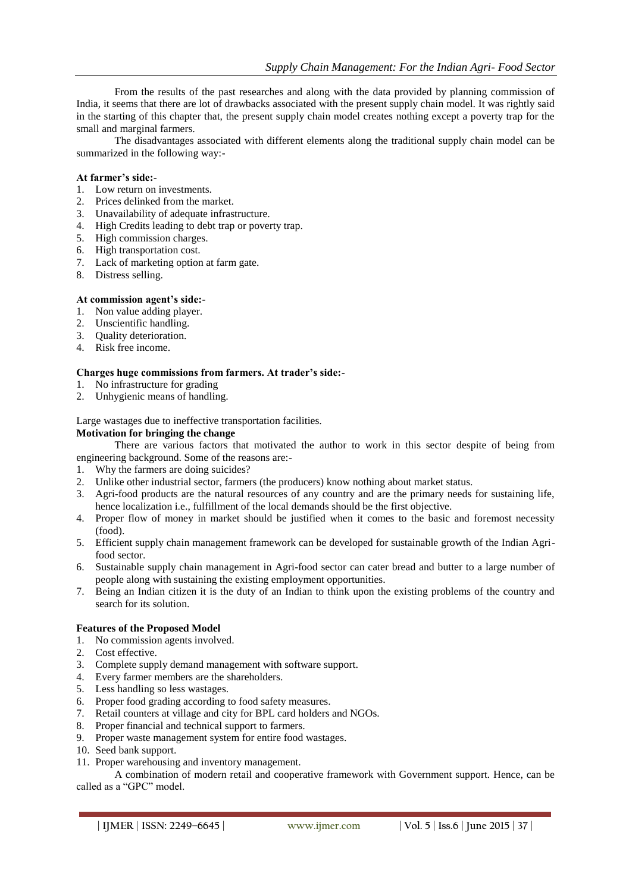From the results of the past researches and along with the data provided by planning commission of India, it seems that there are lot of drawbacks associated with the present supply chain model. It was rightly said in the starting of this chapter that, the present supply chain model creates nothing except a poverty trap for the small and marginal farmers.

The disadvantages associated with different elements along the traditional supply chain model can be summarized in the following way:-

**At farmer's side:-**

1. Low return on investments.
2. Prices delinked from the market.
3. Unavailability of adequate infrastructure.
4. High Credits leading to debt trap or poverty trap.
5. High commission charges.
6. High transportation cost.
7. Lack of marketing option at farm gate.
8. Distress selling.

**At commission agent's side:-**

1. Non value adding player.
2. Unscientific handling.
3. Quality deterioration.
4. Risk free income.

**Charges huge commissions from farmers. At trader's side:-**

1. No infrastructure for grading
2. Unhygienic means of handling.

Large wastages due to ineffective transportation facilities.

**Motivation for bringing the change**

There are various factors that motivated the author to work in this sector despite of being from engineering background. Some of the reasons are:-

1. Why the farmers are doing suicides?
2. Unlike other industrial sector, farmers (the producers) know nothing about market status.
3. Agri-food products are the natural resources of any country and are the primary needs for sustaining life, hence localization i.e., fulfillment of the local demands should be the first objective.
4. Proper flow of money in market should be justified when it comes to the basic and foremost necessity (food).
5. Efficient supply chain management framework can be developed for sustainable growth of the Indian Agri-food sector.
6. Sustainable supply chain management in Agri-food sector can cater bread and butter to a large number of people along with sustaining the existing employment opportunities.
7. Being an Indian citizen it is the duty of an Indian to think upon the existing problems of the country and search for its solution.

**Features of the Proposed Model**

1. No commission agents involved.
2. Cost effective.
3. Complete supply demand management with software support.
4. Every farmer members are the shareholders.
5. Less handling so less wastages.
6. Proper food grading according to food safety measures.
7. Retail counters at village and city for BPL card holders and NGOs.
8. Proper financial and technical support to farmers.
9. Proper waste management system for entire food wastages.
10. Seed bank support.
11. Proper warehousing and inventory management.

A combination of modern retail and cooperative framework with Government support. Hence, can be called as a "GPC" model.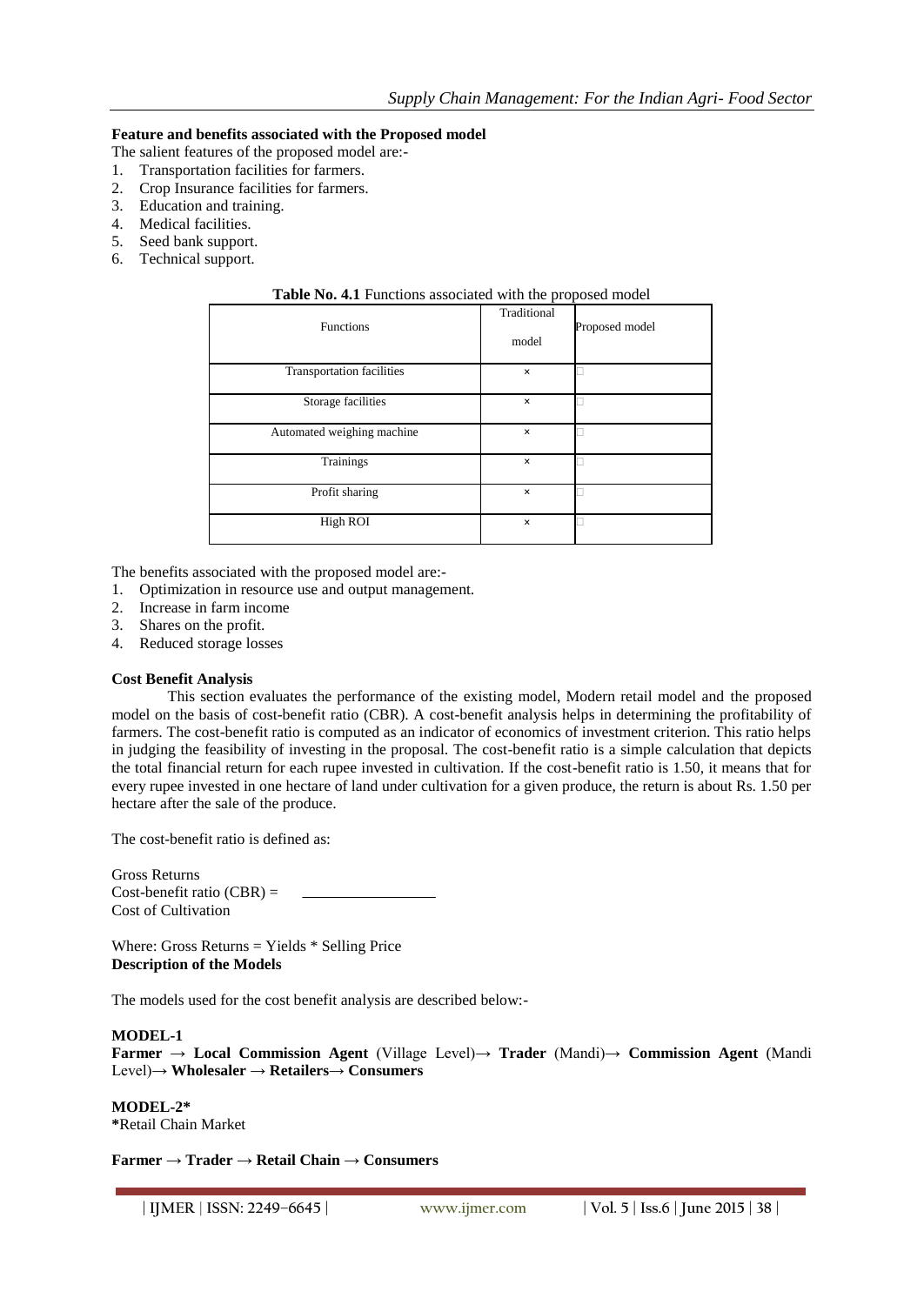**Feature and benefits associated with the Proposed model**

The salient features of the proposed model are:-

1. Transportation facilities for farmers.
2. Crop Insurance facilities for farmers.
3. Education and training.
4. Medical facilities.
5. Seed bank support.
6. Technical support.

**Table No. 4.1** Functions associated with the proposed model

| Functions | Traditional model | Proposed model |
|---|---|---|
| Transportation facilities | × | □ |
| Storage facilities | × | □ |
| Automated weighing machine | × | □ |
| Trainings | × | □ |
| Profit sharing | × | □ |
| High ROI | × | □ |

The benefits associated with the proposed model are:-

1. Optimization in resource use and output management.
2. Increase in farm income
3. Shares on the profit.
4. Reduced storage losses

**Cost Benefit Analysis**

This section evaluates the performance of the existing model, Modern retail model and the proposed model on the basis of cost-benefit ratio (CBR). A cost-benefit analysis helps in determining the profitability of farmers. The cost-benefit ratio is computed as an indicator of economics of investment criterion. This ratio helps in judging the feasibility of investing in the proposal. The cost-benefit ratio is a simple calculation that depicts the total financial return for each rupee invested in cultivation. If the cost-benefit ratio is 1.50, it means that for every rupee invested in one hectare of land under cultivation for a given produce, the return is about Rs. 1.50 per hectare after the sale of the produce.

The cost-benefit ratio is defined as:

$$\text{Cost-benefit ratio (CBR)} = \frac{\text{Gross Returns}}{\text{Cost of Cultivation}}$$

Where: Gross Returns = Yields * Selling Price

**Description of the Models**

The models used for the cost benefit analysis are described below:-

**MODEL-1**

**Farmer → Local Commission Agent** (Village Level)**→ Trader** (Mandi)**→ Commission Agent** (Mandi Level)**→ Wholesaler → Retailers→ Consumers**

**MODEL-2***

***Retail Chain Market**

**Farmer → Trader → Retail Chain → Consumers**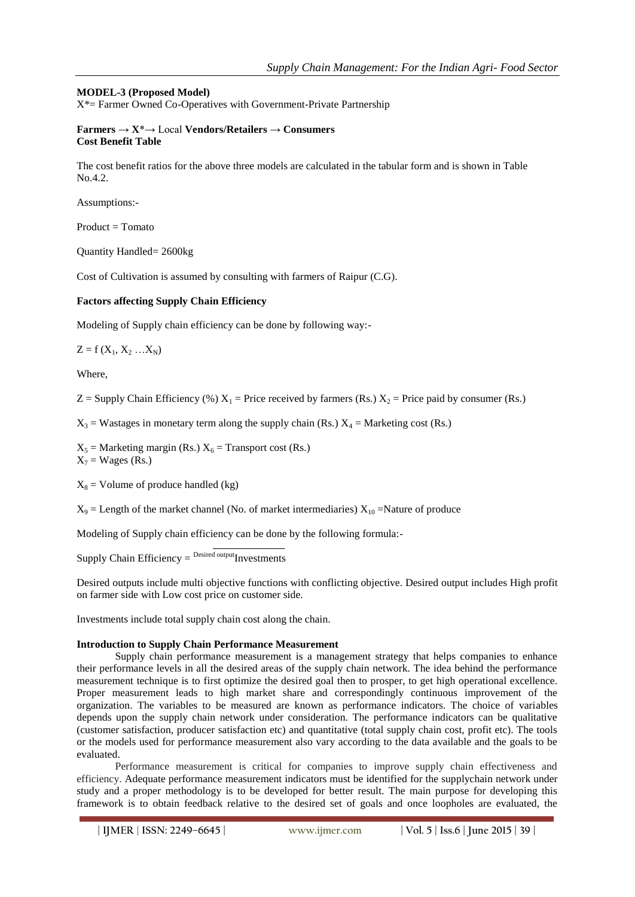**MODEL-3 (Proposed Model)**

X*= Farmer Owned Co-Operatives with Government-Private Partnership

**Farmers → X*→** Local **Vendors/Retailers → Consumers**

**Cost Benefit Table**

The cost benefit ratios for the above three models are calculated in the tabular form and is shown in Table No.4.2.

Assumptions:-

Product = Tomato

Quantity Handled= 2600kg

Cost of Cultivation is assumed by consulting with farmers of Raipur (C.G).

**Factors affecting Supply Chain Efficiency**

Modeling of Supply chain efficiency can be done by following way:-

$Z = f(X_1, X_2 \ldots X_N)$

Where,

$Z$ = Supply Chain Efficiency (%) $X_1$ = Price received by farmers (Rs.) $X_2$ = Price paid by consumer (Rs.)

$X_3$ = Wastages in monetary term along the supply chain (Rs.) $X_4$ = Marketing cost (Rs.)

$X_5$ = Marketing margin (Rs.) $X_6$ = Transport cost (Rs.)
$X_7$ = Wages (Rs.)

$X_8$ = Volume of produce handled (kg)

$X_9$ = Length of the market channel (No. of market intermediaries) $X_{10}$ =Nature of produce

Modeling of Supply chain efficiency can be done by the following formula:-

$$\text{Supply Chain Efficiency} = \frac{\text{Desired output}}{\text{Investments}}$$

Desired outputs include multi objective functions with conflicting objective. Desired output includes High profit on farmer side with Low cost price on customer side.

Investments include total supply chain cost along the chain.

**Introduction to Supply Chain Performance Measurement**

Supply chain performance measurement is a management strategy that helps companies to enhance their performance levels in all the desired areas of the supply chain network. The idea behind the performance measurement technique is to first optimize the desired goal then to prosper, to get high operational excellence. Proper measurement leads to high market share and correspondingly continuous improvement of the organization. The variables to be measured are known as performance indicators. The choice of variables depends upon the supply chain network under consideration. The performance indicators can be qualitative (customer satisfaction, producer satisfaction etc) and quantitative (total supply chain cost, profit etc). The tools or the models used for performance measurement also vary according to the data available and the goals to be evaluated.

Performance measurement is critical for companies to improve supply chain effectiveness and efficiency. Adequate performance measurement indicators must be identified for the supplychain network under study and a proper methodology is to be developed for better result. The main purpose for developing this framework is to obtain feedback relative to the desired set of goals and once loopholes are evaluated, the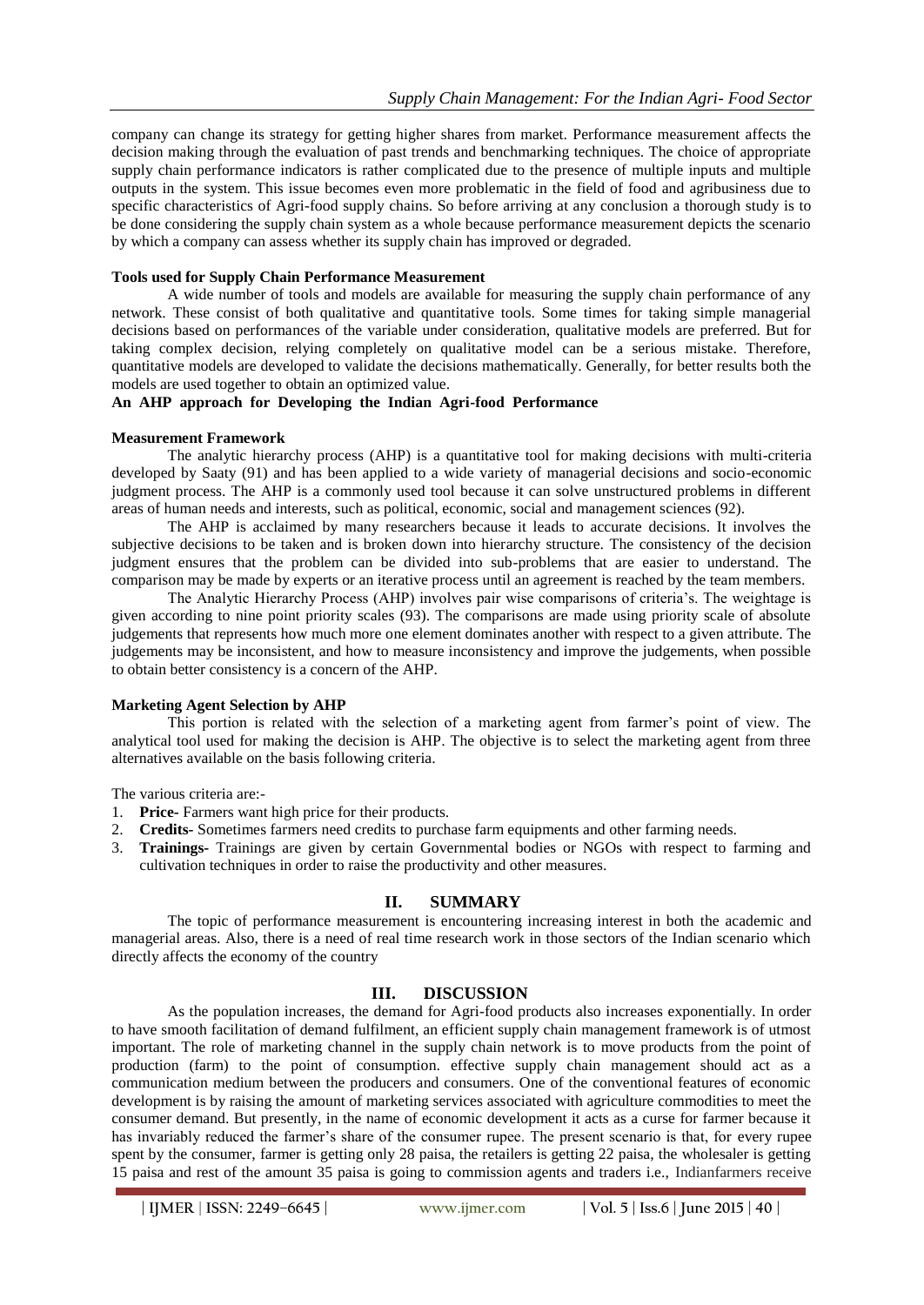company can change its strategy for getting higher shares from market. Performance measurement affects the decision making through the evaluation of past trends and benchmarking techniques. The choice of appropriate supply chain performance indicators is rather complicated due to the presence of multiple inputs and multiple outputs in the system. This issue becomes even more problematic in the field of food and agribusiness due to specific characteristics of Agri-food supply chains. So before arriving at any conclusion a thorough study is to be done considering the supply chain system as a whole because performance measurement depicts the scenario by which a company can assess whether its supply chain has improved or degraded.

**Tools used for Supply Chain Performance Measurement**

A wide number of tools and models are available for measuring the supply chain performance of any network. These consist of both qualitative and quantitative tools. Some times for taking simple managerial decisions based on performances of the variable under consideration, qualitative models are preferred. But for taking complex decision, relying completely on qualitative model can be a serious mistake. Therefore, quantitative models are developed to validate the decisions mathematically. Generally, for better results both the models are used together to obtain an optimized value.

**An AHP approach for Developing the Indian Agri-food Performance**

**Measurement Framework**

The analytic hierarchy process (AHP) is a quantitative tool for making decisions with multi-criteria developed by Saaty (91) and has been applied to a wide variety of managerial decisions and socio-economic judgment process. The AHP is a commonly used tool because it can solve unstructured problems in different areas of human needs and interests, such as political, economic, social and management sciences (92).

The AHP is acclaimed by many researchers because it leads to accurate decisions. It involves the subjective decisions to be taken and is broken down into hierarchy structure. The consistency of the decision judgment ensures that the problem can be divided into sub-problems that are easier to understand. The comparison may be made by experts or an iterative process until an agreement is reached by the team members.

The Analytic Hierarchy Process (AHP) involves pair wise comparisons of criteria's. The weightage is given according to nine point priority scales (93). The comparisons are made using priority scale of absolute judgements that represents how much more one element dominates another with respect to a given attribute. The judgements may be inconsistent, and how to measure inconsistency and improve the judgements, when possible to obtain better consistency is a concern of the AHP.

**Marketing Agent Selection by AHP**

This portion is related with the selection of a marketing agent from farmer's point of view. The analytical tool used for making the decision is AHP. The objective is to select the marketing agent from three alternatives available on the basis following criteria.

The various criteria are:-

1. **Price-** Farmers want high price for their products.
2. **Credits-** Sometimes farmers need credits to purchase farm equipments and other farming needs.
3. **Trainings-** Trainings are given by certain Governmental bodies or NGOs with respect to farming and cultivation techniques in order to raise the productivity and other measures.

## II. SUMMARY

The topic of performance measurement is encountering increasing interest in both the academic and managerial areas. Also, there is a need of real time research work in those sectors of the Indian scenario which directly affects the economy of the country

## III. DISCUSSION

As the population increases, the demand for Agri-food products also increases exponentially. In order to have smooth facilitation of demand fulfilment, an efficient supply chain management framework is of utmost important. The role of marketing channel in the supply chain network is to move products from the point of production (farm) to the point of consumption. effective supply chain management should act as a communication medium between the producers and consumers. One of the conventional features of economic development is by raising the amount of marketing services associated with agriculture commodities to meet the consumer demand. But presently, in the name of economic development it acts as a curse for farmer because it has invariably reduced the farmer's share of the consumer rupee. The present scenario is that, for every rupee spent by the consumer, farmer is getting only 28 paisa, the retailers is getting 22 paisa, the wholesaler is getting 15 paisa and rest of the amount 35 paisa is going to commission agents and traders i.e., Indianfarmers receive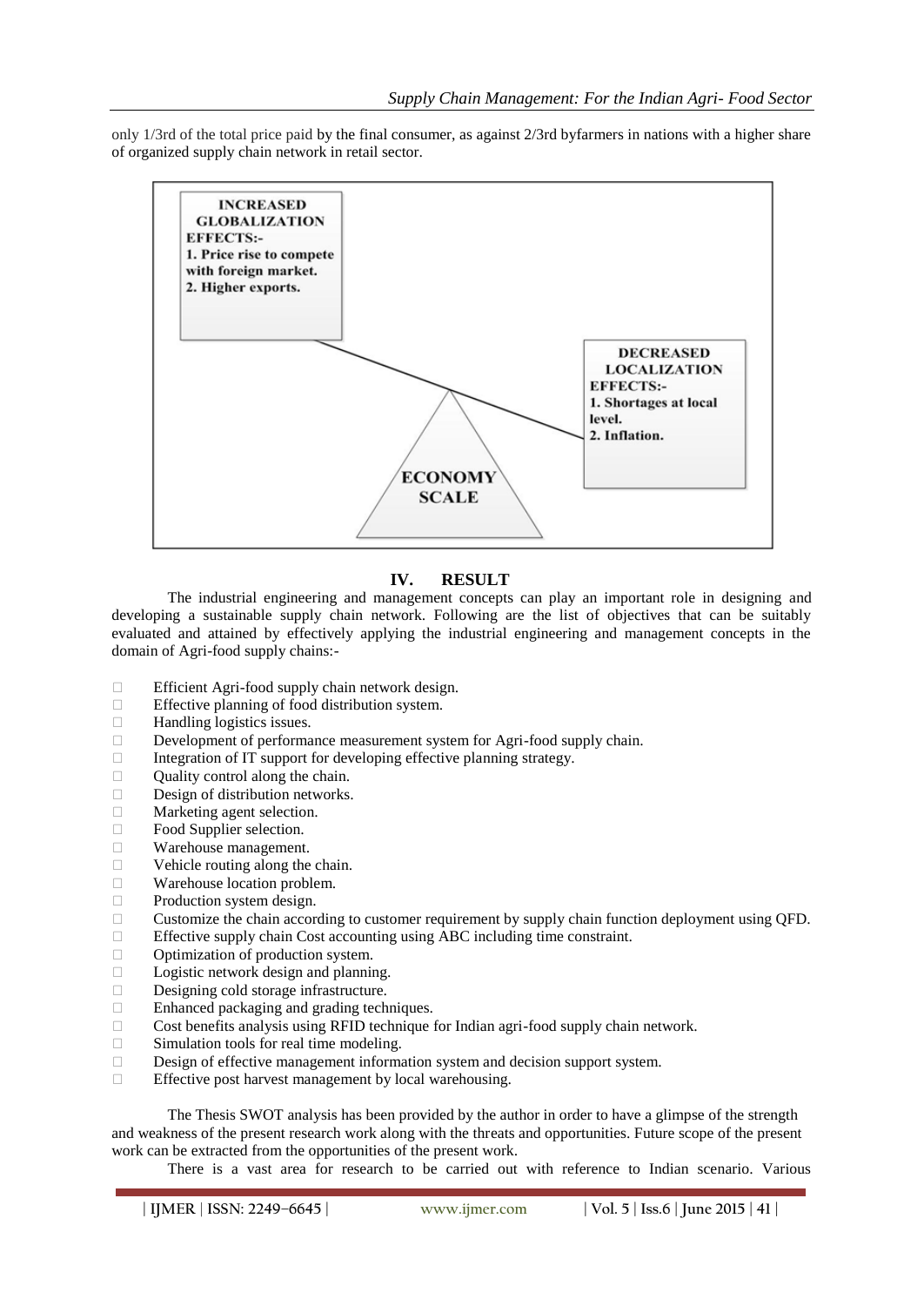only 1/3rd of the total price paid by the final consumer, as against 2/3rd byfarmers in nations with a higher share of organized supply chain network in retail sector.

**INCREASED GLOBALIZATION EFFECTS:-**
**1. Price rise to compete with foreign market.**
**2. Higher exports.**

**DECREASED LOCALIZATION EFFECTS:-**
**1. Shortages at local level.**
**2. Inflation.**

**ECONOMY SCALE**

## IV. RESULT

The industrial engineering and management concepts can play an important role in designing and developing a sustainable supply chain network. Following are the list of objectives that can be suitably evaluated and attained by effectively applying the industrial engineering and management concepts in the domain of Agri-food supply chains:-

- Efficient Agri-food supply chain network design.
- Effective planning of food distribution system.
- Handling logistics issues.
- Development of performance measurement system for Agri-food supply chain.
- Integration of IT support for developing effective planning strategy.
- Quality control along the chain.
- Design of distribution networks.
- Marketing agent selection.
- Food Supplier selection.
- Warehouse management.
- Vehicle routing along the chain.
- Warehouse location problem.
- Production system design.
- Customize the chain according to customer requirement by supply chain function deployment using QFD.
- Effective supply chain Cost accounting using ABC including time constraint.
- Optimization of production system.
- Logistic network design and planning.
- Designing cold storage infrastructure.
- Enhanced packaging and grading techniques.
- Cost benefits analysis using RFID technique for Indian agri-food supply chain network.
- Simulation tools for real time modeling.
- Design of effective management information system and decision support system.
- Effective post harvest management by local warehousing.

The Thesis SWOT analysis has been provided by the author in order to have a glimpse of the strength and weakness of the present research work along with the threats and opportunities. Future scope of the present work can be extracted from the opportunities of the present work.

There is a vast area for research to be carried out with reference to Indian scenario. Various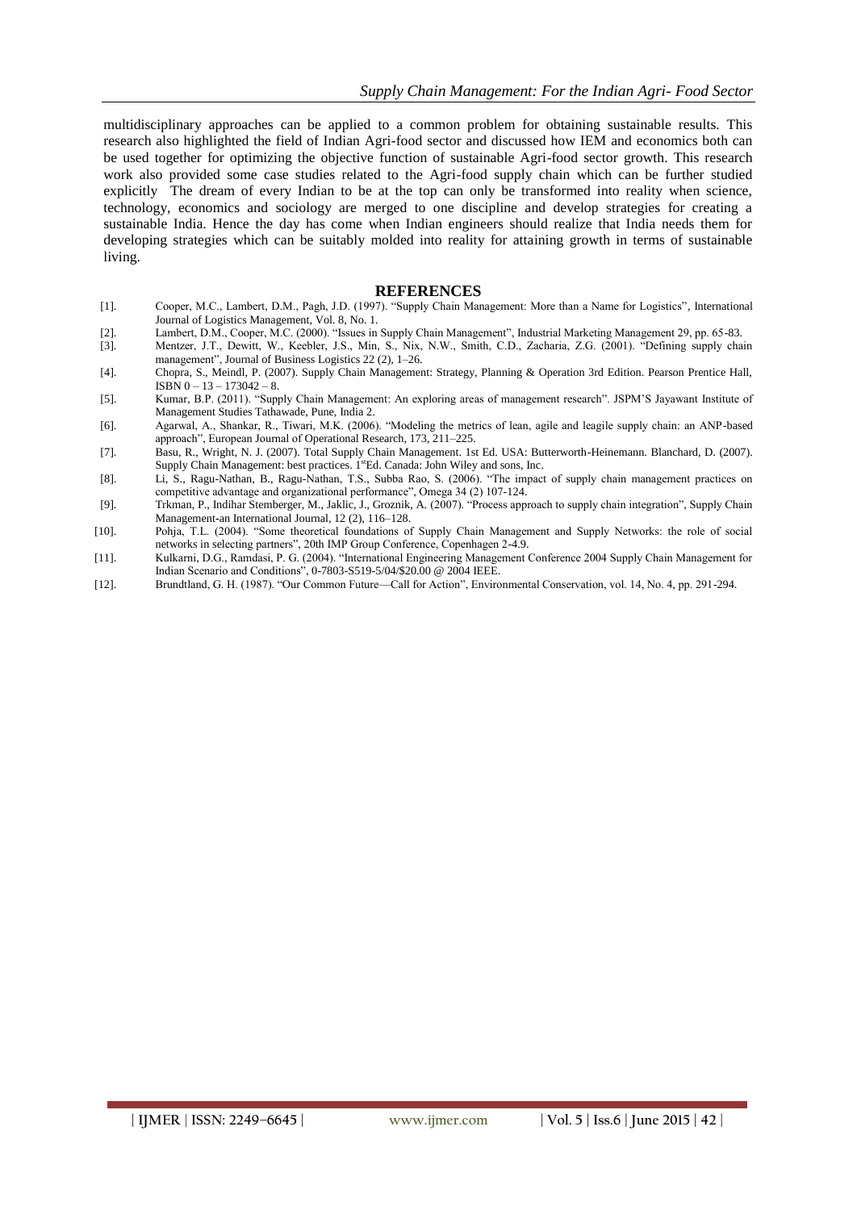multidisciplinary approaches can be applied to a common problem for obtaining sustainable results. This research also highlighted the field of Indian Agri-food sector and discussed how IEM and economics both can be used together for optimizing the objective function of sustainable Agri-food sector growth. This research work also provided some case studies related to the Agri-food supply chain which can be further studied explicitly The dream of every Indian to be at the top can only be transformed into reality when science, technology, economics and sociology are merged to one discipline and develop strategies for creating a sustainable India. Hence the day has come when Indian engineers should realize that India needs them for developing strategies which can be suitably molded into reality for attaining growth in terms of sustainable living.

## REFERENCES

[1]. Cooper, M.C., Lambert, D.M., Pagh, J.D. (1997). "Supply Chain Management: More than a Name for Logistics", International Journal of Logistics Management, Vol. 8, No. 1.

[2]. Lambert, D.M., Cooper, M.C. (2000). "Issues in Supply Chain Management", Industrial Marketing Management 29, pp. 65-83.

[3]. Mentzer, J.T., Dewitt, W., Keebler, J.S., Min, S., Nix, N.W., Smith, C.D., Zacharia, Z.G. (2001). "Defining supply chain management", Journal of Business Logistics 22 (2), 1–26.

[4]. Chopra, S., Meindl, P. (2007). Supply Chain Management: Strategy, Planning & Operation 3rd Edition. Pearson Prentice Hall, ISBN 0 – 13 – 173042 – 8.

[5]. Kumar, B.P. (2011). "Supply Chain Management: An exploring areas of management research". JSPM'S Jayawant Institute of Management Studies Tathawade, Pune, India 2.

[6]. Agarwal, A., Shankar, R., Tiwari, M.K. (2006). "Modeling the metrics of lean, agile and leagile supply chain: an ANP-based approach", European Journal of Operational Research, 173, 211–225.

[7]. Basu, R., Wright, N. J. (2007). Total Supply Chain Management. 1st Ed. USA: Butterworth-Heinemann. Blanchard, D. (2007). Supply Chain Management: best practices. 1stEd. Canada: John Wiley and sons, Inc.

[8]. Li, S., Ragu-Nathan, B., Ragu-Nathan, T.S., Subba Rao, S. (2006). "The impact of supply chain management practices on competitive advantage and organizational performance", Omega 34 (2) 107-124.

[9]. Trkman, P., Indihar Stemberger, M., Jaklic, J., Groznik, A. (2007). "Process approach to supply chain integration", Supply Chain Management-an International Journal, 12 (2), 116–128.

[10]. Pohja, T.L. (2004). "Some theoretical foundations of Supply Chain Management and Supply Networks: the role of social networks in selecting partners", 20th IMP Group Conference, Copenhagen 2-4.9.

[11]. Kulkarni, D.G., Ramdasi, P. G. (2004). "International Engineering Management Conference 2004 Supply Chain Management for Indian Scenario and Conditions", 0-7803-S519-5/04/$20.00 @ 2004 IEEE.

[12]. Brundtland, G. H. (1987). "Our Common Future—Call for Action", Environmental Conservation, vol. 14, No. 4, pp. 291-294.